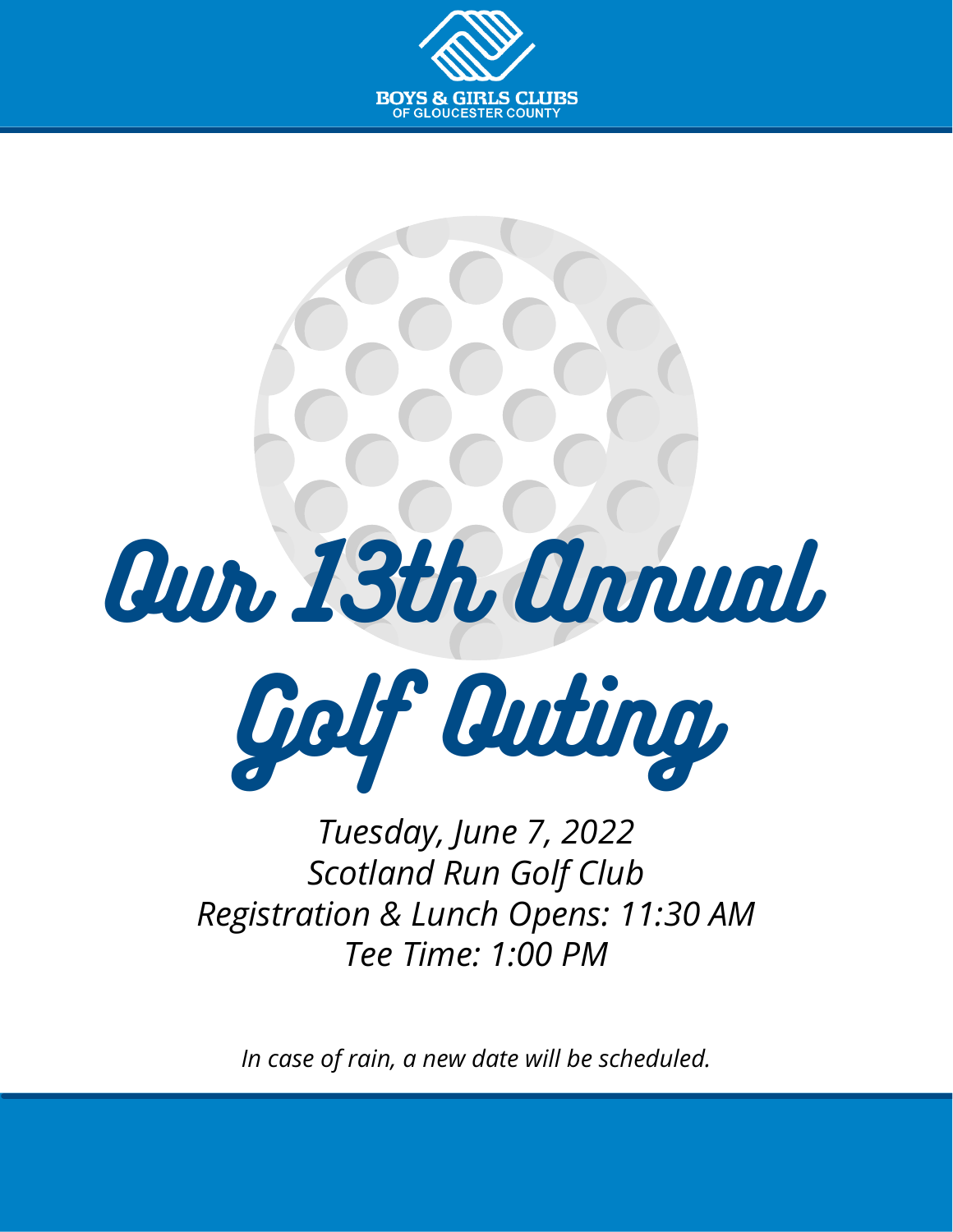BOYS & GIRLS CLUBS
OF GLOUCESTER COUNTY

# Our 13th Annual Golf Outing

*Tuesday, June 7, 2022*
*Scotland Run Golf Club*
*Registration & Lunch Opens: 11:30 AM*
*Tee Time: 1:00 PM*

*In case of rain, a new date will be scheduled.*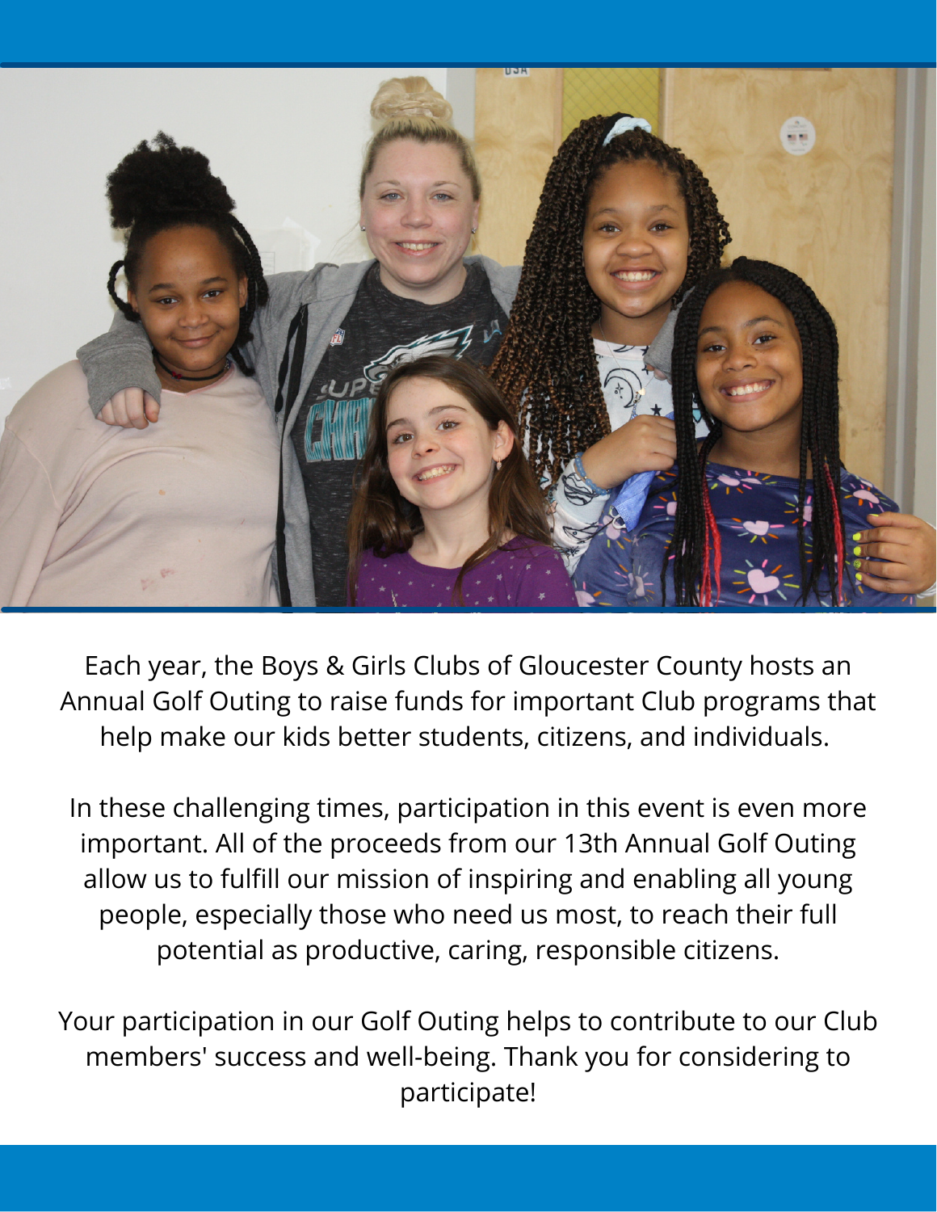Each year, the Boys & Girls Clubs of Gloucester County hosts an Annual Golf Outing to raise funds for important Club programs that help make our kids better students, citizens, and individuals.

In these challenging times, participation in this event is even more important. All of the proceeds from our 13th Annual Golf Outing allow us to fulfill our mission of inspiring and enabling all young people, especially those who need us most, to reach their full potential as productive, caring, responsible citizens.

Your participation in our Golf Outing helps to contribute to our Club members' success and well-being. Thank you for considering to participate!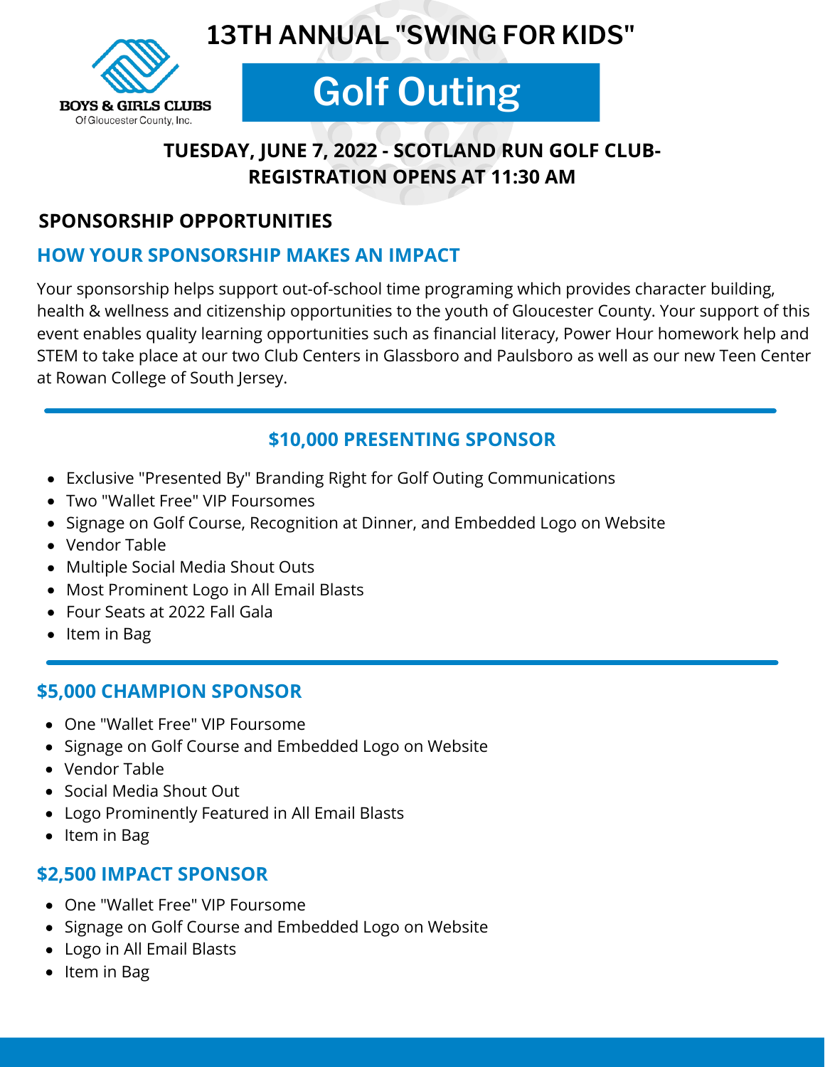BOYS & GIRLS CLUBS
Of Gloucester County, Inc.

# 13TH ANNUAL "SWING FOR KIDS"

# Golf Outing

**TUESDAY, JUNE 7, 2022 - SCOTLAND RUN GOLF CLUB- REGISTRATION OPENS AT 11:30 AM**

## SPONSORSHIP OPPORTUNITIES

### HOW YOUR SPONSORSHIP MAKES AN IMPACT

Your sponsorship helps support out-of-school time programing which provides character building, health & wellness and citizenship opportunities to the youth of Gloucester County. Your support of this event enables quality learning opportunities such as financial literacy, Power Hour homework help and STEM to take place at our two Club Centers in Glassboro and Paulsboro as well as our new Teen Center at Rowan College of South Jersey.

---

### $10,000 PRESENTING SPONSOR

- Exclusive "Presented By" Branding Right for Golf Outing Communications
- Two "Wallet Free" VIP Foursomes
- Signage on Golf Course, Recognition at Dinner, and Embedded Logo on Website
- Vendor Table
- Multiple Social Media Shout Outs
- Most Prominent Logo in All Email Blasts
- Four Seats at 2022 Fall Gala
- Item in Bag

---

### $5,000 CHAMPION SPONSOR

- One "Wallet Free" VIP Foursome
- Signage on Golf Course and Embedded Logo on Website
- Vendor Table
- Social Media Shout Out
- Logo Prominently Featured in All Email Blasts
- Item in Bag

### $2,500 IMPACT SPONSOR

- One "Wallet Free" VIP Foursome
- Signage on Golf Course and Embedded Logo on Website
- Logo in All Email Blasts
- Item in Bag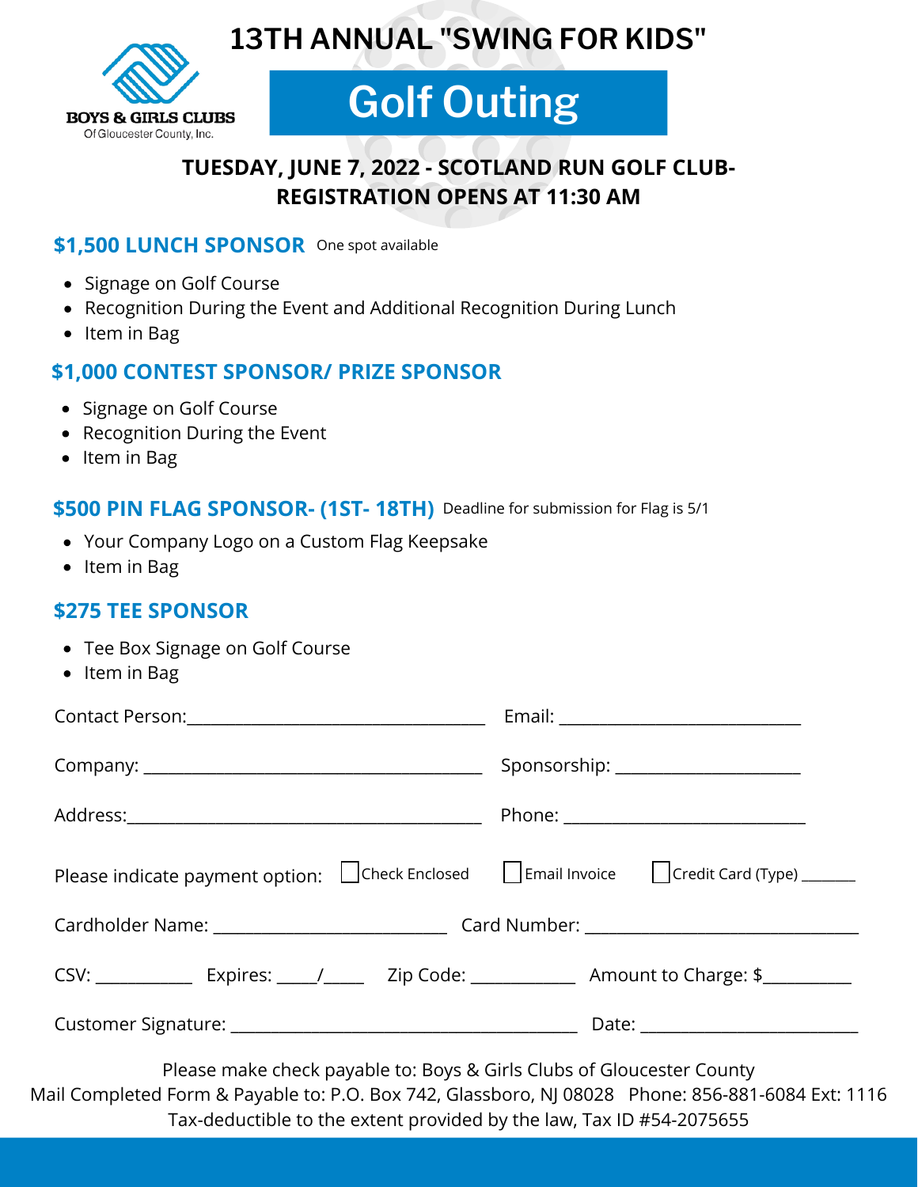BOYS & GIRLS CLUBS
Of Gloucester County, Inc.

# 13TH ANNUAL "SWING FOR KIDS"

# Golf Outing

### TUESDAY, JUNE 7, 2022 - SCOTLAND RUN GOLF CLUB- REGISTRATION OPENS AT 11:30 AM

## $1,500 LUNCH SPONSOR

One spot available

- Signage on Golf Course
- Recognition During the Event and Additional Recognition During Lunch
- Item in Bag

## $1,000 CONTEST SPONSOR/ PRIZE SPONSOR

- Signage on Golf Course
- Recognition During the Event
- Item in Bag

## $500 PIN FLAG SPONSOR- (1ST- 18TH)

Deadline for submission for Flag is 5/1

- Your Company Logo on a Custom Flag Keepsake
- Item in Bag

## $275 TEE SPONSOR

- Tee Box Signage on Golf Course
- Item in Bag

Contact Person:__________________________________ Email: ____________________________

Company: ______________________________________ Sponsorship: _____________________

Address:_________________________________________ Phone: ____________________________

Please indicate payment option: ☐ Check Enclosed ☐ Email Invoice ☐ Credit Card (Type) _______

Cardholder Name: __________________________ Card Number: _______________________________

CSV: ___________ Expires: _____/_____ Zip Code: ____________ Amount to Charge: $__________

Customer Signature: _______________________________________ Date: _________________________

Please make check payable to: Boys & Girls Clubs of Gloucester County
Mail Completed Form & Payable to: P.O. Box 742, Glassboro, NJ 08028 Phone: 856-881-6084 Ext: 1116
Tax-deductible to the extent provided by the law, Tax ID #54-2075655